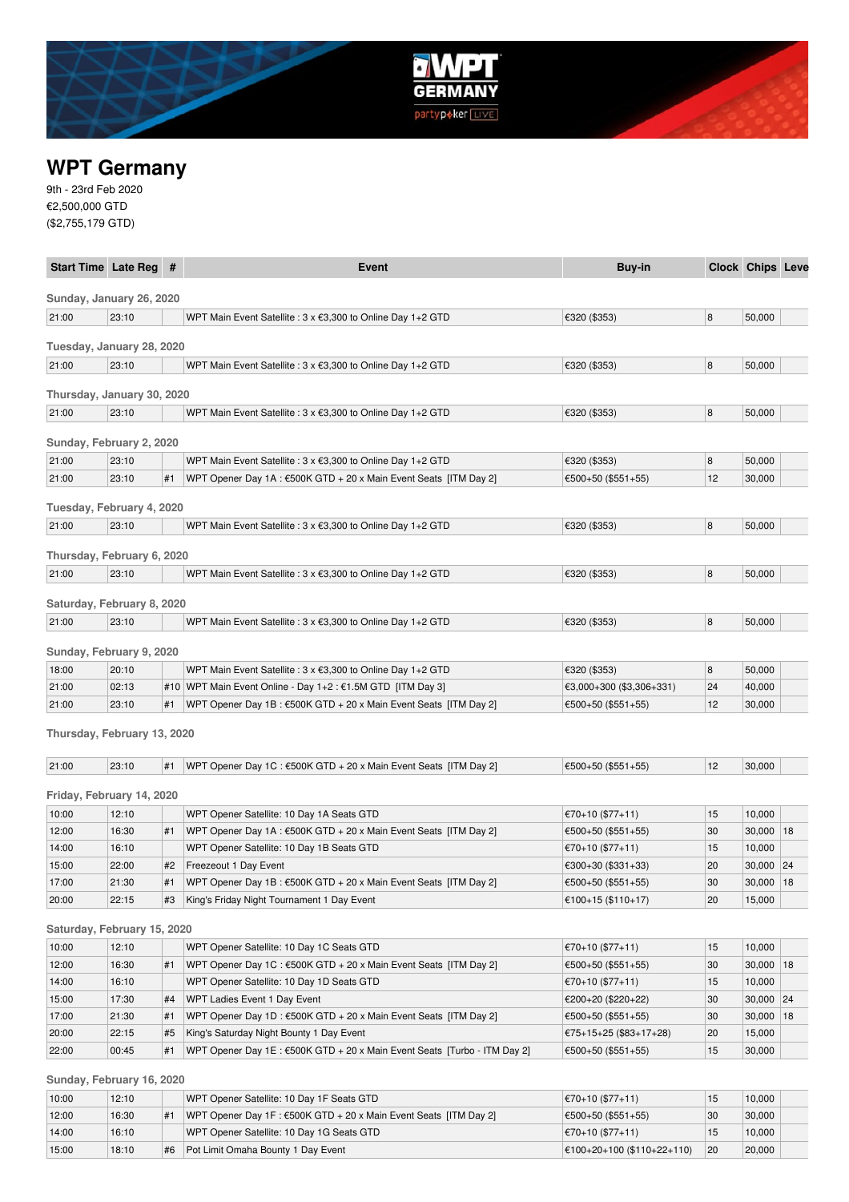# WPT Germany

9th - 23rd Feb 2020
€2,500,000 GTD
($2,755,179 GTD)

| Start Time | Late Reg | # | Event | Buy-in | Clock | Chips | Leve |
|---|---|---|---|---|---|---|---|
| **Sunday, January 26, 2020** | | | | | | | |
| 21:00 | 23:10 | | WPT Main Event Satellite : 3 x €3,300 to Online Day 1+2 GTD | €320 ($353) | 8 | 50,000 | |
| **Tuesday, January 28, 2020** | | | | | | | |
| 21:00 | 23:10 | | WPT Main Event Satellite : 3 x €3,300 to Online Day 1+2 GTD | €320 ($353) | 8 | 50,000 | |
| **Thursday, January 30, 2020** | | | | | | | |
| 21:00 | 23:10 | | WPT Main Event Satellite : 3 x €3,300 to Online Day 1+2 GTD | €320 ($353) | 8 | 50,000 | |
| **Sunday, February 2, 2020** | | | | | | | |
| 21:00 | 23:10 | | WPT Main Event Satellite : 3 x €3,300 to Online Day 1+2 GTD | €320 ($353) | 8 | 50,000 | |
| 21:00 | 23:10 | #1 | WPT Opener Day 1A : €500K GTD + 20 x Main Event Seats [ITM Day 2] | €500+50 ($551+55) | 12 | 30,000 | |
| **Tuesday, February 4, 2020** | | | | | | | |
| 21:00 | 23:10 | | WPT Main Event Satellite : 3 x €3,300 to Online Day 1+2 GTD | €320 ($353) | 8 | 50,000 | |
| **Thursday, February 6, 2020** | | | | | | | |
| 21:00 | 23:10 | | WPT Main Event Satellite : 3 x €3,300 to Online Day 1+2 GTD | €320 ($353) | 8 | 50,000 | |
| **Saturday, February 8, 2020** | | | | | | | |
| 21:00 | 23:10 | | WPT Main Event Satellite : 3 x €3,300 to Online Day 1+2 GTD | €320 ($353) | 8 | 50,000 | |
| **Sunday, February 9, 2020** | | | | | | | |
| 18:00 | 20:10 | | WPT Main Event Satellite : 3 x €3,300 to Online Day 1+2 GTD | €320 ($353) | 8 | 50,000 | |
| 21:00 | 02:13 | #10 | WPT Main Event Online - Day 1+2 : €1.5M GTD [ITM Day 3] | €3,000+300 ($3,306+331) | 24 | 40,000 | |
| 21:00 | 23:10 | #1 | WPT Opener Day 1B : €500K GTD + 20 x Main Event Seats [ITM Day 2] | €500+50 ($551+55) | 12 | 30,000 | |
| **Thursday, February 13, 2020** | | | | | | | |
| 21:00 | 23:10 | #1 | WPT Opener Day 1C : €500K GTD + 20 x Main Event Seats [ITM Day 2] | €500+50 ($551+55) | 12 | 30,000 | |
| **Friday, February 14, 2020** | | | | | | | |
| 10:00 | 12:10 | | WPT Opener Satellite: 10 Day 1A Seats GTD | €70+10 ($77+11) | 15 | 10,000 | |
| 12:00 | 16:30 | #1 | WPT Opener Day 1A : €500K GTD + 20 x Main Event Seats [ITM Day 2] | €500+50 ($551+55) | 30 | 30,000 | 18 |
| 14:00 | 16:10 | | WPT Opener Satellite: 10 Day 1B Seats GTD | €70+10 ($77+11) | 15 | 10,000 | |
| 15:00 | 22:00 | #2 | Freezeout 1 Day Event | €300+30 ($331+33) | 20 | 30,000 | 24 |
| 17:00 | 21:30 | #1 | WPT Opener Day 1B : €500K GTD + 20 x Main Event Seats [ITM Day 2] | €500+50 ($551+55) | 30 | 30,000 | 18 |
| 20:00 | 22:15 | #3 | King's Friday Night Tournament 1 Day Event | €100+15 ($110+17) | 20 | 15,000 | |
| **Saturday, February 15, 2020** | | | | | | | |
| 10:00 | 12:10 | | WPT Opener Satellite: 10 Day 1C Seats GTD | €70+10 ($77+11) | 15 | 10,000 | |
| 12:00 | 16:30 | #1 | WPT Opener Day 1C : €500K GTD + 20 x Main Event Seats [ITM Day 2] | €500+50 ($551+55) | 30 | 30,000 | 18 |
| 14:00 | 16:10 | | WPT Opener Satellite: 10 Day 1D Seats GTD | €70+10 ($77+11) | 15 | 10,000 | |
| 15:00 | 17:30 | #4 | WPT Ladies Event 1 Day Event | €200+20 ($220+22) | 30 | 30,000 | 24 |
| 17:00 | 21:30 | #1 | WPT Opener Day 1D : €500K GTD + 20 x Main Event Seats [ITM Day 2] | €500+50 ($551+55) | 30 | 30,000 | 18 |
| 20:00 | 22:15 | #5 | King's Saturday Night Bounty 1 Day Event | €75+15+25 ($83+17+28) | 20 | 15,000 | |
| 22:00 | 00:45 | #1 | WPT Opener Day 1E : €500K GTD + 20 x Main Event Seats [Turbo - ITM Day 2] | €500+50 ($551+55) | 15 | 30,000 | |
| **Sunday, February 16, 2020** | | | | | | | |
| 10:00 | 12:10 | | WPT Opener Satellite: 10 Day 1F Seats GTD | €70+10 ($77+11) | 15 | 10,000 | |
| 12:00 | 16:30 | #1 | WPT Opener Day 1F : €500K GTD + 20 x Main Event Seats [ITM Day 2] | €500+50 ($551+55) | 30 | 30,000 | |
| 14:00 | 16:10 | | WPT Opener Satellite: 10 Day 1G Seats GTD | €70+10 ($77+11) | 15 | 10,000 | |
| 15:00 | 18:10 | #6 | Pot Limit Omaha Bounty 1 Day Event | €100+20+100 ($110+22+110) | 20 | 20,000 | |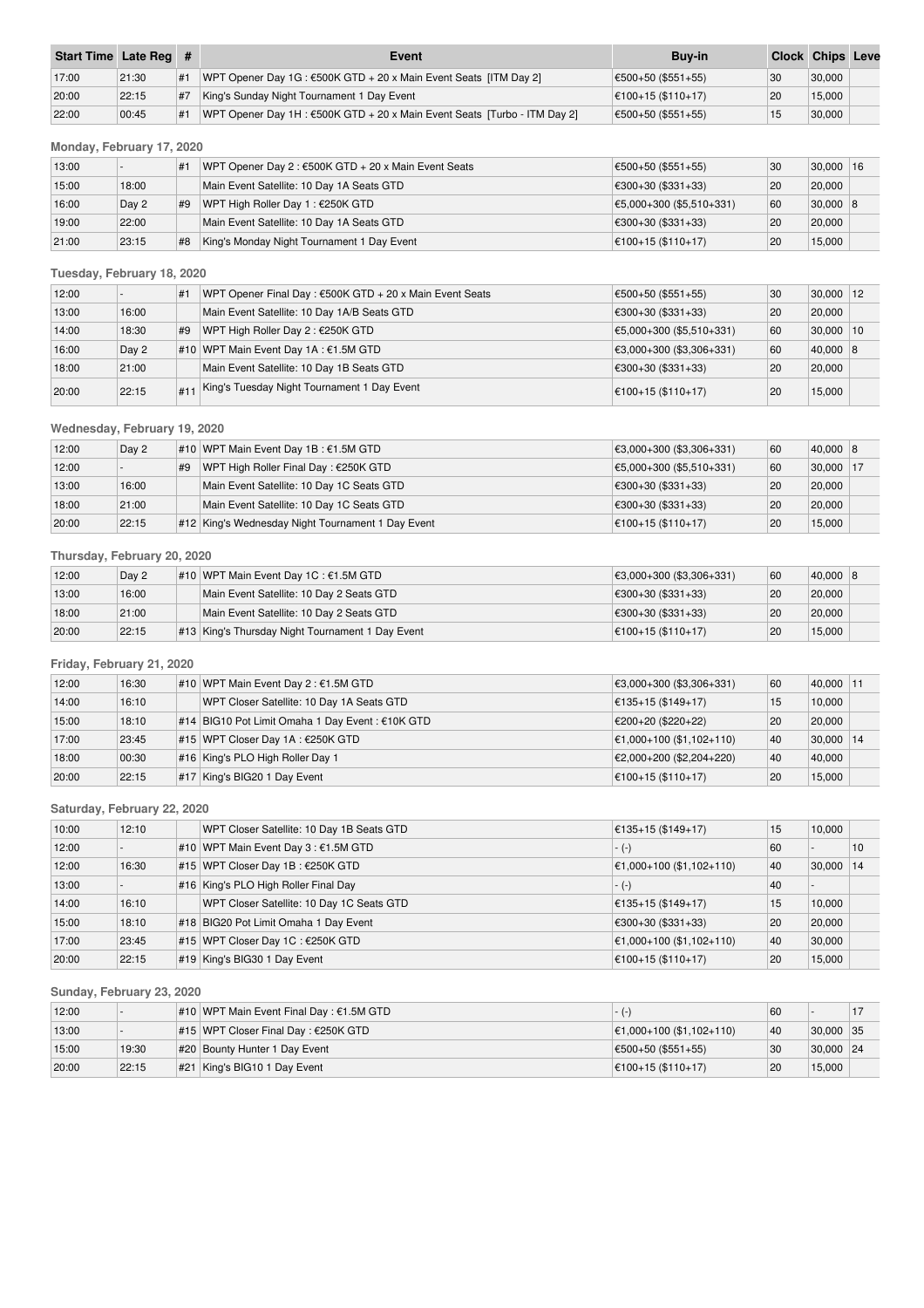| Start Time | Late Reg | # | Event | Buy-in | Clock | Chips | Leve |
|---|---|---|---|---|---|---|---|
| 17:00 | 21:30 | #1 | WPT Opener Day 1G : €500K GTD + 20 x Main Event Seats [ITM Day 2] | €500+50 ($551+55) | 30 | 30,000 | |
| 20:00 | 22:15 | #7 | King's Sunday Night Tournament 1 Day Event | €100+15 ($110+17) | 20 | 15,000 | |
| 22:00 | 00:45 | #1 | WPT Opener Day 1H : €500K GTD + 20 x Main Event Seats [Turbo - ITM Day 2] | €500+50 ($551+55) | 15 | 30,000 | |

**Monday, February 17, 2020**

| | | | | | | | |
|---|---|---|---|---|---|---|---|
| 13:00 | - | #1 | WPT Opener Day 2 : €500K GTD + 20 x Main Event Seats | €500+50 ($551+55) | 30 | 30,000 | 16 |
| 15:00 | 18:00 | | Main Event Satellite: 10 Day 1A Seats GTD | €300+30 ($331+33) | 20 | 20,000 | |
| 16:00 | Day 2 | #9 | WPT High Roller Day 1 : €250K GTD | €5,000+300 ($5,510+331) | 60 | 30,000 | 8 |
| 19:00 | 22:00 | | Main Event Satellite: 10 Day 1A Seats GTD | €300+30 ($331+33) | 20 | 20,000 | |
| 21:00 | 23:15 | #8 | King's Monday Night Tournament 1 Day Event | €100+15 ($110+17) | 20 | 15,000 | |

**Tuesday, February 18, 2020**

| | | | | | | | |
|---|---|---|---|---|---|---|---|
| 12:00 | - | #1 | WPT Opener Final Day : €500K GTD + 20 x Main Event Seats | €500+50 ($551+55) | 30 | 30,000 | 12 |
| 13:00 | 16:00 | | Main Event Satellite: 10 Day 1A/B Seats GTD | €300+30 ($331+33) | 20 | 20,000 | |
| 14:00 | 18:30 | #9 | WPT High Roller Day 2 : €250K GTD | €5,000+300 ($5,510+331) | 60 | 30,000 | 10 |
| 16:00 | Day 2 | #10 | WPT Main Event Day 1A : €1.5M GTD | €3,000+300 ($3,306+331) | 60 | 40,000 | 8 |
| 18:00 | 21:00 | | Main Event Satellite: 10 Day 1B Seats GTD | €300+30 ($331+33) | 20 | 20,000 | |
| 20:00 | 22:15 | #11 | King's Tuesday Night Tournament 1 Day Event | €100+15 ($110+17) | 20 | 15,000 | |

**Wednesday, February 19, 2020**

| | | | | | | | |
|---|---|---|---|---|---|---|---|
| 12:00 | Day 2 | #10 | WPT Main Event Day 1B : €1.5M GTD | €3,000+300 ($3,306+331) | 60 | 40,000 | 8 |
| 12:00 | - | #9 | WPT High Roller Final Day : €250K GTD | €5,000+300 ($5,510+331) | 60 | 30,000 | 17 |
| 13:00 | 16:00 | | Main Event Satellite: 10 Day 1C Seats GTD | €300+30 ($331+33) | 20 | 20,000 | |
| 18:00 | 21:00 | | Main Event Satellite: 10 Day 1C Seats GTD | €300+30 ($331+33) | 20 | 20,000 | |
| 20:00 | 22:15 | #12 | King's Wednesday Night Tournament 1 Day Event | €100+15 ($110+17) | 20 | 15,000 | |

**Thursday, February 20, 2020**

| | | | | | | | |
|---|---|---|---|---|---|---|---|
| 12:00 | Day 2 | #10 | WPT Main Event Day 1C : €1.5M GTD | €3,000+300 ($3,306+331) | 60 | 40,000 | 8 |
| 13:00 | 16:00 | | Main Event Satellite: 10 Day 2 Seats GTD | €300+30 ($331+33) | 20 | 20,000 | |
| 18:00 | 21:00 | | Main Event Satellite: 10 Day 2 Seats GTD | €300+30 ($331+33) | 20 | 20,000 | |
| 20:00 | 22:15 | #13 | King's Thursday Night Tournament 1 Day Event | €100+15 ($110+17) | 20 | 15,000 | |

**Friday, February 21, 2020**

| | | | | | | | |
|---|---|---|---|---|---|---|---|
| 12:00 | 16:30 | #10 | WPT Main Event Day 2 : €1.5M GTD | €3,000+300 ($3,306+331) | 60 | 40,000 | 11 |
| 14:00 | 16:10 | | WPT Closer Satellite: 10 Day 1A Seats GTD | €135+15 ($149+17) | 15 | 10,000 | |
| 15:00 | 18:10 | #14 | BIG10 Pot Limit Omaha 1 Day Event : €10K GTD | €200+20 ($220+22) | 20 | 20,000 | |
| 17:00 | 23:45 | #15 | WPT Closer Day 1A : €250K GTD | €1,000+100 ($1,102+110) | 40 | 30,000 | 14 |
| 18:00 | 00:30 | #16 | King's PLO High Roller Day 1 | €2,000+200 ($2,204+220) | 40 | 40,000 | |
| 20:00 | 22:15 | #17 | King's BIG20 1 Day Event | €100+15 ($110+17) | 20 | 15,000 | |

**Saturday, February 22, 2020**

| | | | | | | | |
|---|---|---|---|---|---|---|---|
| 10:00 | 12:10 | | WPT Closer Satellite: 10 Day 1B Seats GTD | €135+15 ($149+17) | 15 | 10,000 | |
| 12:00 | - | #10 | WPT Main Event Day 3 : €1.5M GTD | - (-) | 60 | - | 10 |
| 12:00 | 16:30 | #15 | WPT Closer Day 1B : €250K GTD | €1,000+100 ($1,102+110) | 40 | 30,000 | 14 |
| 13:00 | - | #16 | King's PLO High Roller Final Day | - (-) | 40 | - | |
| 14:00 | 16:10 | | WPT Closer Satellite: 10 Day 1C Seats GTD | €135+15 ($149+17) | 15 | 10,000 | |
| 15:00 | 18:10 | #18 | BIG20 Pot Limit Omaha 1 Day Event | €300+30 ($331+33) | 20 | 20,000 | |
| 17:00 | 23:45 | #15 | WPT Closer Day 1C : €250K GTD | €1,000+100 ($1,102+110) | 40 | 30,000 | |
| 20:00 | 22:15 | #19 | King's BIG30 1 Day Event | €100+15 ($110+17) | 20 | 15,000 | |

**Sunday, February 23, 2020**

| | | | | | | | |
|---|---|---|---|---|---|---|---|
| 12:00 | - | #10 | WPT Main Event Final Day : €1.5M GTD | - (-) | 60 | - | 17 |
| 13:00 | - | #15 | WPT Closer Final Day : €250K GTD | €1,000+100 ($1,102+110) | 40 | 30,000 | 35 |
| 15:00 | 19:30 | #20 | Bounty Hunter 1 Day Event | €500+50 ($551+55) | 30 | 30,000 | 24 |
| 20:00 | 22:15 | #21 | King's BIG10 1 Day Event | €100+15 ($110+17) | 20 | 15,000 | |